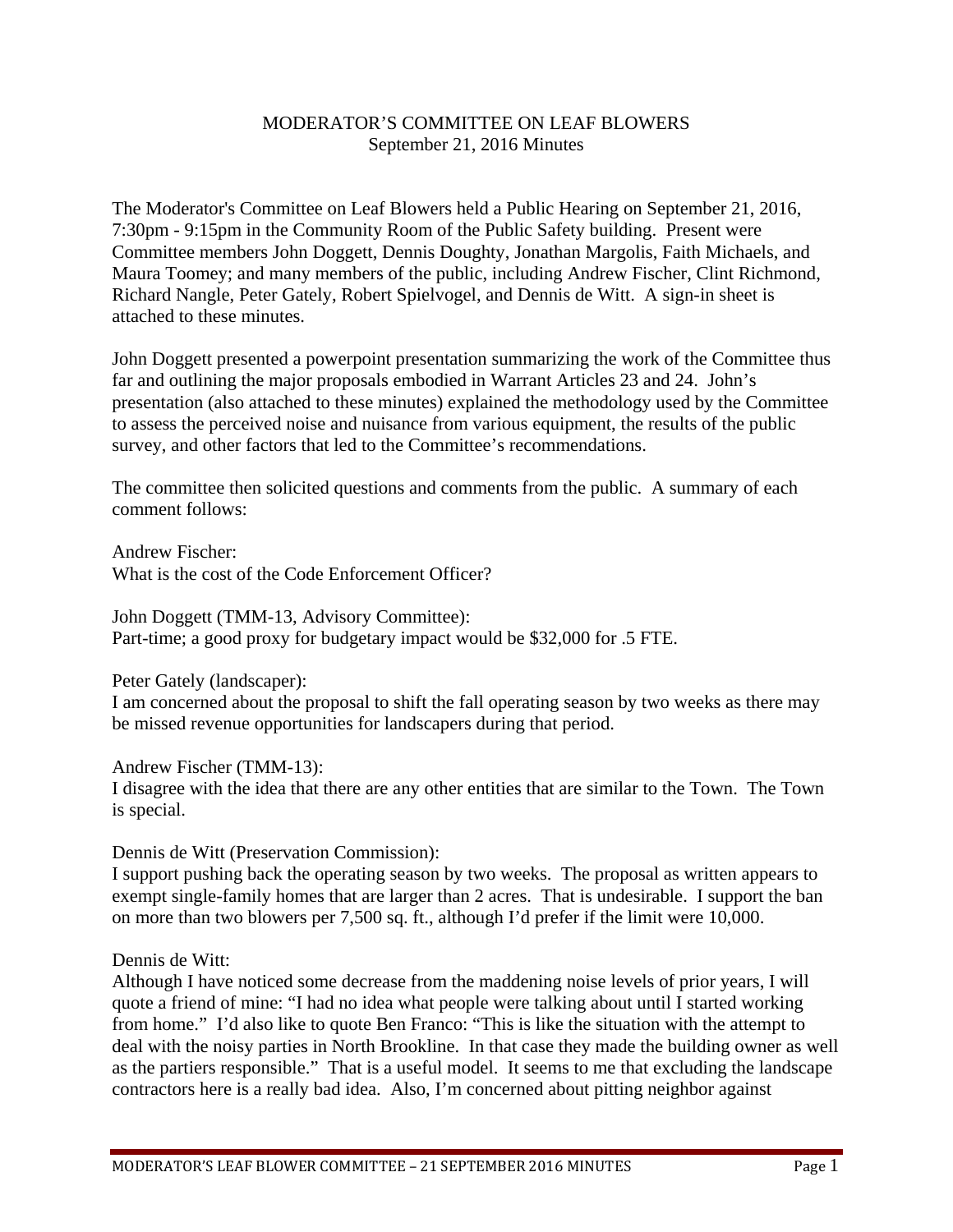# MODERATOR'S COMMITTEE ON LEAF BLOWERS

September 21, 2016 Minutes

The Moderator's Committee on Leaf Blowers held a Public Hearing on September 21, 2016, 7:30pm - 9:15pm in the Community Room of the Public Safety building. Present were Committee members John Doggett, Dennis Doughty, Jonathan Margolis, Faith Michaels, and Maura Toomey; and many members of the public, including Andrew Fischer, Clint Richmond, Richard Nangle, Peter Gately, Robert Spielvogel, and Dennis de Witt. A sign-in sheet is attached to these minutes.

John Doggett presented a powerpoint presentation summarizing the work of the Committee thus far and outlining the major proposals embodied in Warrant Articles 23 and 24. John's presentation (also attached to these minutes) explained the methodology used by the Committee to assess the perceived noise and nuisance from various equipment, the results of the public survey, and other factors that led to the Committee's recommendations.

The committee then solicited questions and comments from the public. A summary of each comment follows:

Andrew Fischer:
What is the cost of the Code Enforcement Officer?

John Doggett (TMM-13, Advisory Committee):
Part-time; a good proxy for budgetary impact would be $32,000 for .5 FTE.

Peter Gately (landscaper):
I am concerned about the proposal to shift the fall operating season by two weeks as there may be missed revenue opportunities for landscapers during that period.

Andrew Fischer (TMM-13):
I disagree with the idea that there are any other entities that are similar to the Town. The Town is special.

Dennis de Witt (Preservation Commission):
I support pushing back the operating season by two weeks. The proposal as written appears to exempt single-family homes that are larger than 2 acres. That is undesirable. I support the ban on more than two blowers per 7,500 sq. ft., although I'd prefer if the limit were 10,000.

Dennis de Witt:
Although I have noticed some decrease from the maddening noise levels of prior years, I will quote a friend of mine: "I had no idea what people were talking about until I started working from home." I'd also like to quote Ben Franco: "This is like the situation with the attempt to deal with the noisy parties in North Brookline. In that case they made the building owner as well as the partiers responsible." That is a useful model. It seems to me that excluding the landscape contractors here is a really bad idea. Also, I'm concerned about pitting neighbor against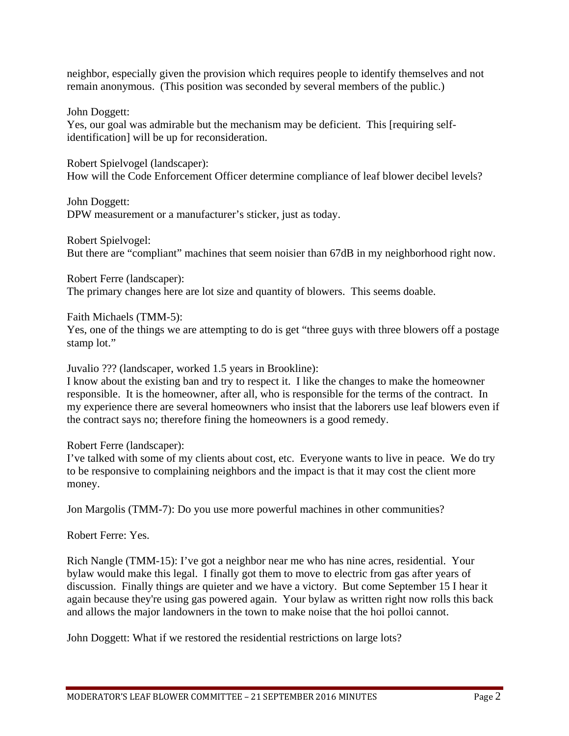neighbor, especially given the provision which requires people to identify themselves and not remain anonymous. (This position was seconded by several members of the public.)

John Doggett:
Yes, our goal was admirable but the mechanism may be deficient. This [requiring self-identification] will be up for reconsideration.

Robert Spielvogel (landscaper):
How will the Code Enforcement Officer determine compliance of leaf blower decibel levels?

John Doggett:
DPW measurement or a manufacturer's sticker, just as today.

Robert Spielvogel:
But there are "compliant" machines that seem noisier than 67dB in my neighborhood right now.

Robert Ferre (landscaper):
The primary changes here are lot size and quantity of blowers. This seems doable.

Faith Michaels (TMM-5):
Yes, one of the things we are attempting to do is get "three guys with three blowers off a postage stamp lot."

Juvalio ??? (landscaper, worked 1.5 years in Brookline):
I know about the existing ban and try to respect it. I like the changes to make the homeowner responsible. It is the homeowner, after all, who is responsible for the terms of the contract. In my experience there are several homeowners who insist that the laborers use leaf blowers even if the contract says no; therefore fining the homeowners is a good remedy.

Robert Ferre (landscaper):
I've talked with some of my clients about cost, etc. Everyone wants to live in peace. We do try to be responsive to complaining neighbors and the impact is that it may cost the client more money.

Jon Margolis (TMM-7): Do you use more powerful machines in other communities?

Robert Ferre: Yes.

Rich Nangle (TMM-15): I've got a neighbor near me who has nine acres, residential. Your bylaw would make this legal. I finally got them to move to electric from gas after years of discussion. Finally things are quieter and we have a victory. But come September 15 I hear it again because they're using gas powered again. Your bylaw as written right now rolls this back and allows the major landowners in the town to make noise that the hoi polloi cannot.

John Doggett: What if we restored the residential restrictions on large lots?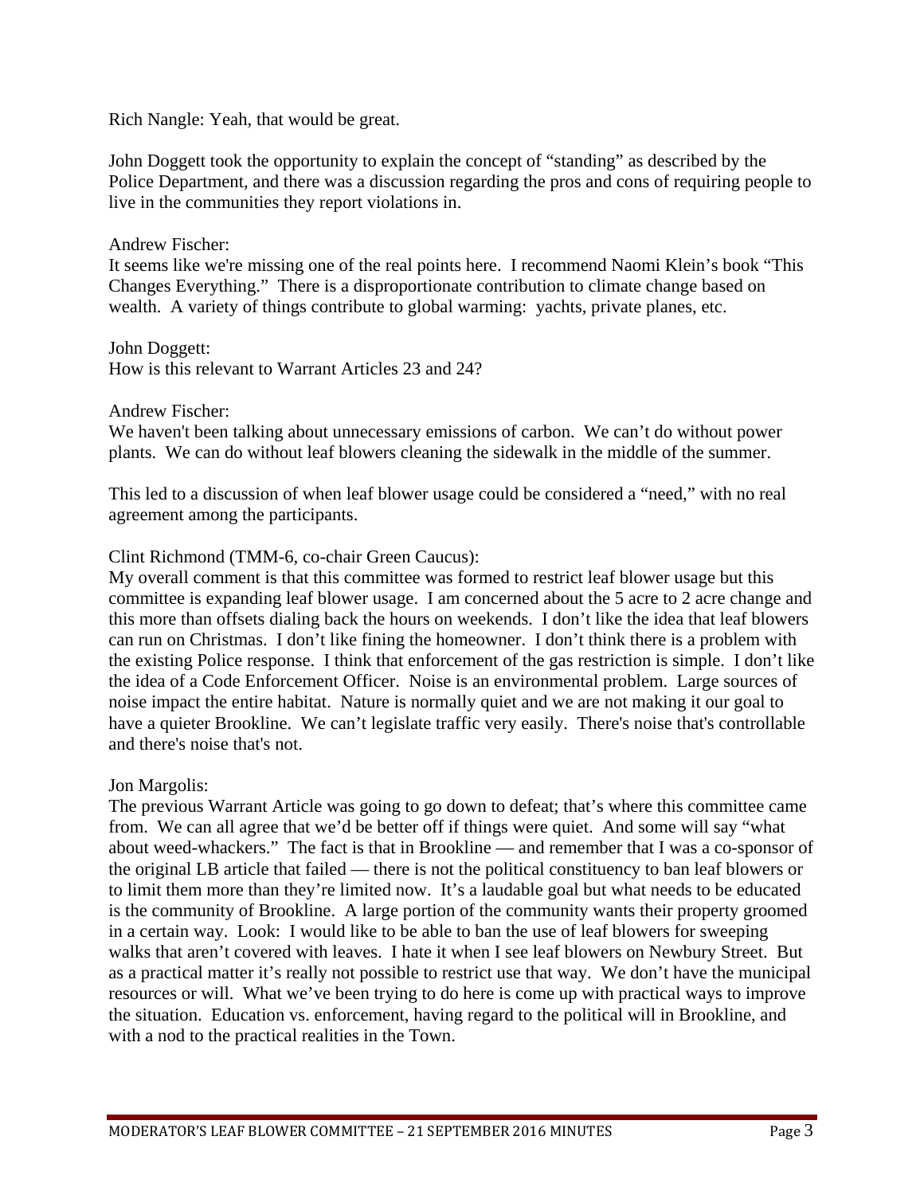Rich Nangle: Yeah, that would be great.

John Doggett took the opportunity to explain the concept of "standing" as described by the Police Department, and there was a discussion regarding the pros and cons of requiring people to live in the communities they report violations in.

Andrew Fischer:
It seems like we're missing one of the real points here. I recommend Naomi Klein's book "This Changes Everything." There is a disproportionate contribution to climate change based on wealth. A variety of things contribute to global warming: yachts, private planes, etc.

John Doggett:
How is this relevant to Warrant Articles 23 and 24?

Andrew Fischer:
We haven't been talking about unnecessary emissions of carbon. We can't do without power plants. We can do without leaf blowers cleaning the sidewalk in the middle of the summer.

This led to a discussion of when leaf blower usage could be considered a "need," with no real agreement among the participants.

Clint Richmond (TMM-6, co-chair Green Caucus):
My overall comment is that this committee was formed to restrict leaf blower usage but this committee is expanding leaf blower usage. I am concerned about the 5 acre to 2 acre change and this more than offsets dialing back the hours on weekends. I don't like the idea that leaf blowers can run on Christmas. I don't like fining the homeowner. I don't think there is a problem with the existing Police response. I think that enforcement of the gas restriction is simple. I don't like the idea of a Code Enforcement Officer. Noise is an environmental problem. Large sources of noise impact the entire habitat. Nature is normally quiet and we are not making it our goal to have a quieter Brookline. We can't legislate traffic very easily. There's noise that's controllable and there's noise that's not.

Jon Margolis:
The previous Warrant Article was going to go down to defeat; that's where this committee came from. We can all agree that we'd be better off if things were quiet. And some will say "what about weed-whackers." The fact is that in Brookline — and remember that I was a co-sponsor of the original LB article that failed — there is not the political constituency to ban leaf blowers or to limit them more than they're limited now. It's a laudable goal but what needs to be educated is the community of Brookline. A large portion of the community wants their property groomed in a certain way. Look: I would like to be able to ban the use of leaf blowers for sweeping walks that aren't covered with leaves. I hate it when I see leaf blowers on Newbury Street. But as a practical matter it's really not possible to restrict use that way. We don't have the municipal resources or will. What we've been trying to do here is come up with practical ways to improve the situation. Education vs. enforcement, having regard to the political will in Brookline, and with a nod to the practical realities in the Town.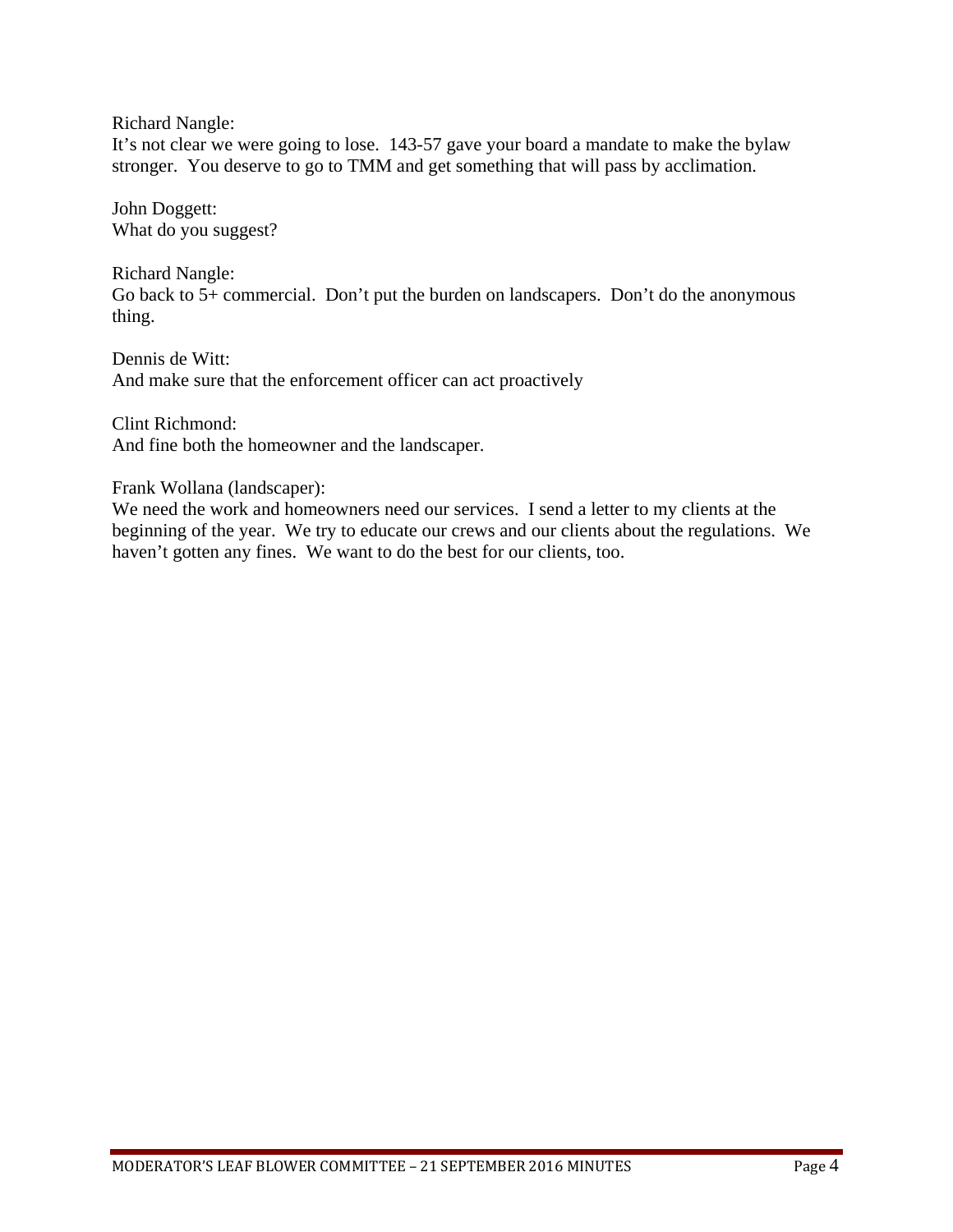Richard Nangle:
It's not clear we were going to lose. 143-57 gave your board a mandate to make the bylaw stronger. You deserve to go to TMM and get something that will pass by acclimation.

John Doggett:
What do you suggest?

Richard Nangle:
Go back to 5+ commercial. Don't put the burden on landscapers. Don't do the anonymous thing.

Dennis de Witt:
And make sure that the enforcement officer can act proactively

Clint Richmond:
And fine both the homeowner and the landscaper.

Frank Wollana (landscaper):
We need the work and homeowners need our services. I send a letter to my clients at the beginning of the year. We try to educate our crews and our clients about the regulations. We haven't gotten any fines. We want to do the best for our clients, too.